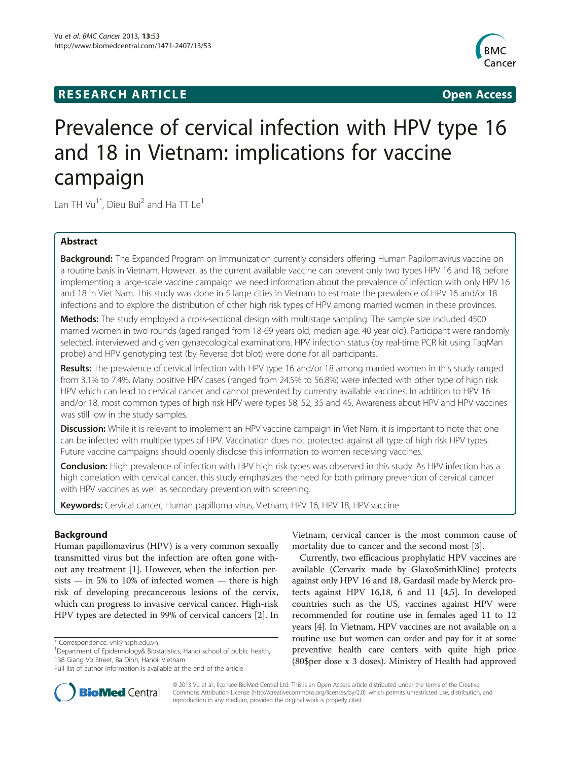**RESEARCH ARTICLE** **Open Access**

# Prevalence of cervical infection with HPV type 16 and 18 in Vietnam: implications for vaccine campaign

Lan TH Vu[1*], Dieu Bui[2] and Ha TT Le[1]

## Abstract

**Background:** The Expanded Program on Immunization currently considers offering Human Papilomavirus vaccine on a routine basis in Vietnam. However, as the current available vaccine can prevent only two types HPV 16 and 18, before implementing a large-scale vaccine campaign we need information about the prevalence of infection with only HPV 16 and 18 in Viet Nam. This study was done in 5 large cities in Vietnam to estimate the prevalence of HPV 16 and/or 18 infections and to explore the distribution of other high risk types of HPV among married women in these provinces.

**Methods:** The study employed a cross-sectional design with multistage sampling. The sample size included 4500 married women in two rounds (aged ranged from 18-69 years old, median age: 40 year old). Participant were randomly selected, interviewed and given gynaecological examinations. HPV infection status (by real-time PCR kit using TaqMan probe) and HPV genotyping test (by Reverse dot blot) were done for all participants.

**Results:** The prevalence of cervical infection with HPV type 16 and/or 18 among married women in this study ranged from 3.1% to 7.4%. Many positive HPV cases (ranged from 24.5% to 56.8%) were infected with other type of high risk HPV which can lead to cervical cancer and cannot prevented by currently available vaccines. In addition to HPV 16 and/or 18, most common types of high risk HPV were types 58, 52, 35 and 45. Awareness about HPV and HPV vaccines was still low in the study samples.

**Discussion:** While it is relevant to implement an HPV vaccine campaign in Viet Nam, it is important to note that one can be infected with multiple types of HPV. Vaccination does not protected against all type of high risk HPV types. Future vaccine campaigns should openly disclose this information to women receiving vaccines.

**Conclusion:** High prevalence of infection with HPV high risk types was observed in this study. As HPV infection has a high correlation with cervical cancer, this study emphasizes the need for both primary prevention of cervical cancer with HPV vaccines as well as secondary prevention with screening.

**Keywords:** Cervical cancer, Human papilloma virus, Vietnam, HPV 16, HPV 18, HPV vaccine

## Background

Human papillomavirus (HPV) is a very common sexually transmitted virus but the infection are often gone without any treatment [1]. However, when the infection persists — in 5% to 10% of infected women — there is high risk of developing precancerous lesions of the cervix, which can progress to invasive cervical cancer. High-risk HPV types are detected in 99% of cervical cancers [2]. In Vietnam, cervical cancer is the most common cause of mortality due to cancer and the second most [3].

Currently, two efficacious prophylatic HPV vaccines are available (Cervarix made by GlaxoSmithKline) protects against only HPV 16 and 18, Gardasil made by Merck protects against HPV 16,18, 6 and 11 [4,5]. In developed countries such as the US, vaccines against HPV were recommended for routine use in females aged 11 to 12 years [4]. In Vietnam, HPV vaccines are not available on a routine use but women can order and pay for it at some preventive health care centers with quite high price (80$per dose x 3 doses). Ministry of Health had approved

\* Correspondence: vhl@hsph.edu.vn
[1]Department of Epidemiology& Biostatistics, Hanoi school of public health, 138 Giang Vo Street, Ba Dinh, Hanoi, Vietnam
Full list of author information is available at the end of the article

© 2013 Vu et al.; licensee BioMed Central Ltd. This is an Open Access article distributed under the terms of the Creative Commons Attribution License (http://creativecommons.org/licenses/by/2.0), which permits unrestricted use, distribution, and reproduction in any medium, provided the original work is properly cited.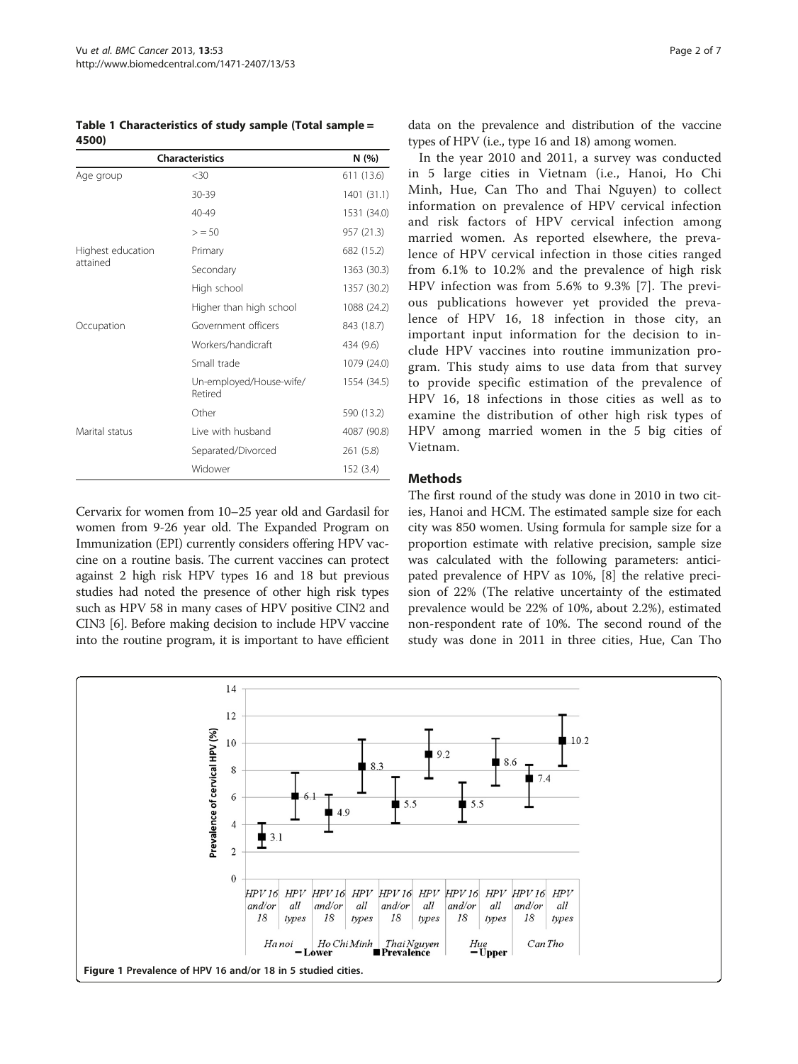**Table 1 Characteristics of study sample (Total sample = 4500)**

| Characteristics | | N (%) |
|---|---|---|
| Age group | <30 | 611 (13.6) |
| | 30-39 | 1401 (31.1) |
| | 40-49 | 1531 (34.0) |
| | > = 50 | 957 (21.3) |
| Highest education attained | Primary | 682 (15.2) |
| | Secondary | 1363 (30.3) |
| | High school | 1357 (30.2) |
| | Higher than high school | 1088 (24.2) |
| Occupation | Government officers | 843 (18.7) |
| | Workers/handicraft | 434 (9.6) |
| | Small trade | 1079 (24.0) |
| | Un-employed/House-wife/Retired | 1554 (34.5) |
| | Other | 590 (13.2) |
| Marital status | Live with husband | 4087 (90.8) |
| | Separated/Divorced | 261 (5.8) |
| | Widower | 152 (3.4) |

Cervarix for women from 10–25 year old and Gardasil for women from 9-26 year old. The Expanded Program on Immunization (EPI) currently considers offering HPV vaccine on a routine basis. The current vaccines can protect against 2 high risk HPV types 16 and 18 but previous studies had noted the presence of other high risk types such as HPV 58 in many cases of HPV positive CIN2 and CIN3 [6]. Before making decision to include HPV vaccine into the routine program, it is important to have efficient data on the prevalence and distribution of the vaccine types of HPV (i.e., type 16 and 18) among women.

In the year 2010 and 2011, a survey was conducted in 5 large cities in Vietnam (i.e., Hanoi, Ho Chi Minh, Hue, Can Tho and Thai Nguyen) to collect information on prevalence of HPV cervical infection and risk factors of HPV cervical infection among married women. As reported elsewhere, the prevalence of HPV cervical infection in those cities ranged from 6.1% to 10.2% and the prevalence of high risk HPV infection was from 5.6% to 9.3% [7]. The previous publications however yet provided the prevalence of HPV 16, 18 infection in those city, an important input information for the decision to include HPV vaccines into routine immunization program. This study aims to use data from that survey to provide specific estimation of the prevalence of HPV 16, 18 infections in those cities as well as to examine the distribution of other high risk types of HPV among married women in the 5 big cities of Vietnam.

## Methods

The first round of the study was done in 2010 in two cities, Hanoi and HCM. The estimated sample size for each city was 850 women. Using formula for sample size for a proportion estimate with relative precision, sample size was calculated with the following parameters: anticipated prevalence of HPV as 10%, [8] the relative precision of 22% (The relative uncertainty of the estimated prevalence would be 22% of 10%, about 2.2%), estimated non-respondent rate of 10%. The second round of the study was done in 2011 in three cities, Hue, Can Tho

Figure 1 Prevalence of HPV 16 and/or 18 in 5 studied cities.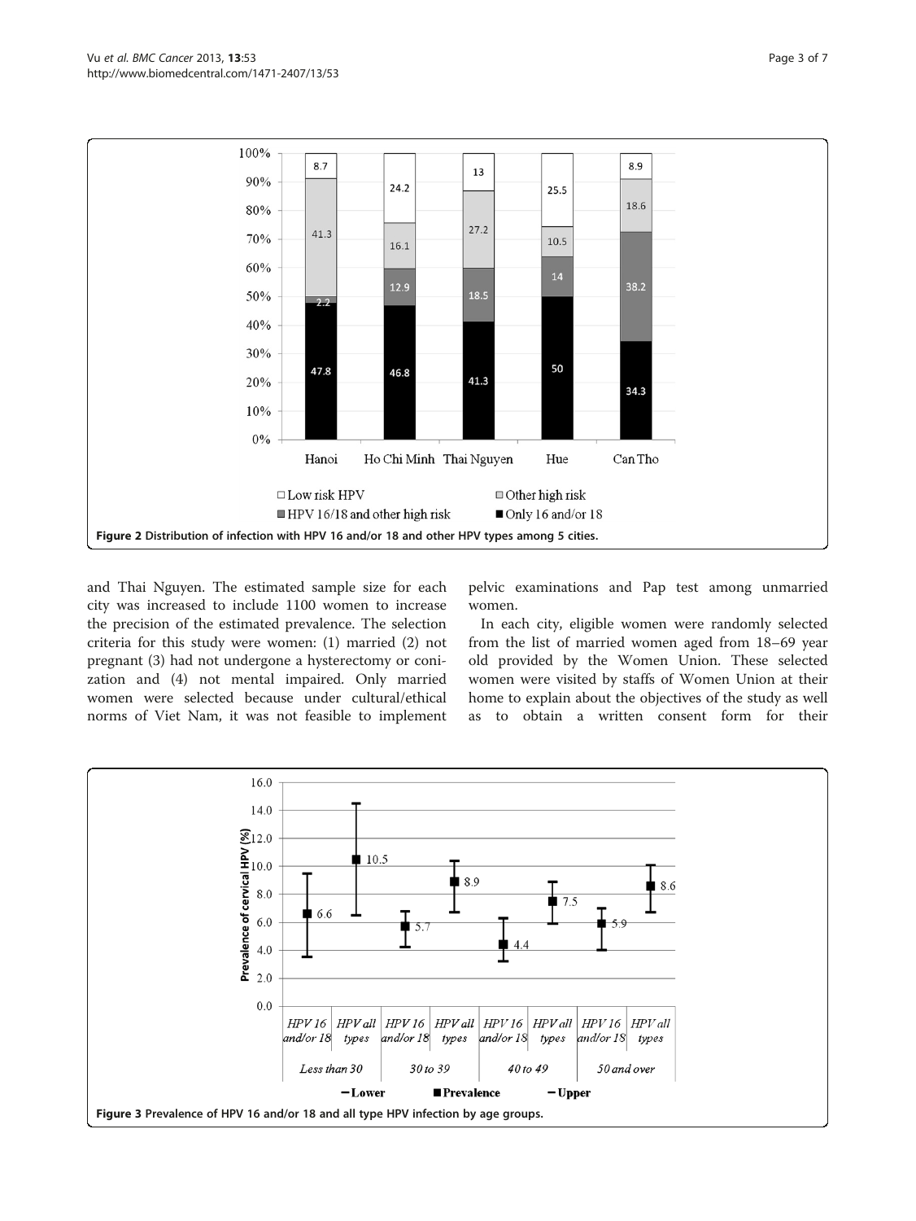Figure 2 Distribution of infection with HPV 16 and/or 18 and other HPV types among 5 cities.

and Thai Nguyen. The estimated sample size for each city was increased to include 1100 women to increase the precision of the estimated prevalence. The selection criteria for this study were women: (1) married (2) not pregnant (3) had not undergone a hysterectomy or conization and (4) not mental impaired. Only married women were selected because under cultural/ethical norms of Viet Nam, it was not feasible to implement pelvic examinations and Pap test among unmarried women.

In each city, eligible women were randomly selected from the list of married women aged from 18–69 year old provided by the Women Union. These selected women were visited by staffs of Women Union at their home to explain about the objectives of the study as well as to obtain a written consent form for their

Figure 3 Prevalence of HPV 16 and/or 18 and all type HPV infection by age groups.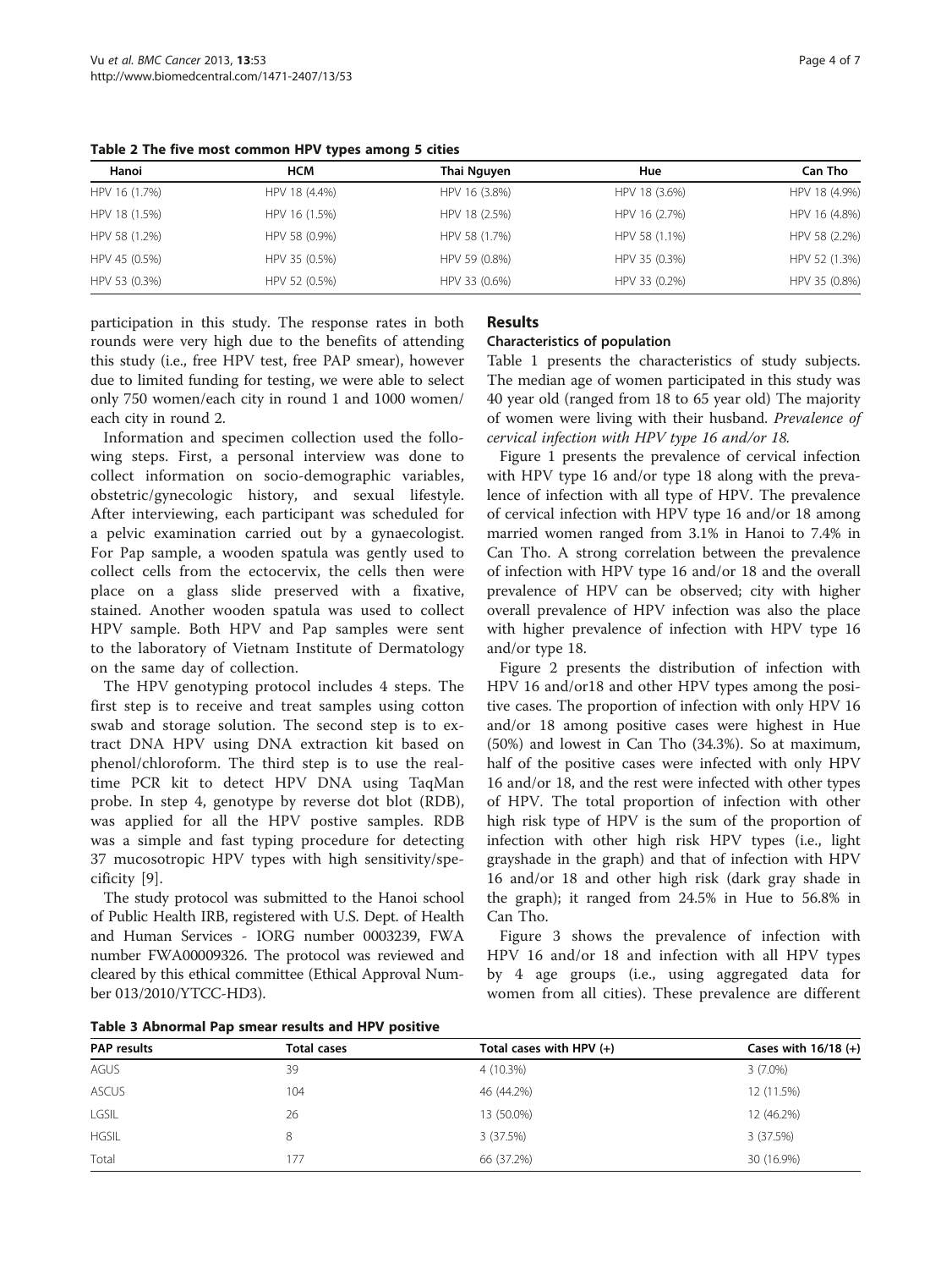**Table 2 The five most common HPV types among 5 cities**

| Hanoi | HCM | Thai Nguyen | Hue | Can Tho |
| --- | --- | --- | --- | --- |
| HPV 16 (1.7%) | HPV 18 (4.4%) | HPV 16 (3.8%) | HPV 18 (3.6%) | HPV 18 (4.9%) |
| HPV 18 (1.5%) | HPV 16 (1.5%) | HPV 18 (2.5%) | HPV 16 (2.7%) | HPV 16 (4.8%) |
| HPV 58 (1.2%) | HPV 58 (0.9%) | HPV 58 (1.7%) | HPV 58 (1.1%) | HPV 58 (2.2%) |
| HPV 45 (0.5%) | HPV 35 (0.5%) | HPV 59 (0.8%) | HPV 35 (0.3%) | HPV 52 (1.3%) |
| HPV 53 (0.3%) | HPV 52 (0.5%) | HPV 33 (0.6%) | HPV 33 (0.2%) | HPV 35 (0.8%) |

participation in this study. The response rates in both rounds were very high due to the benefits of attending this study (i.e., free HPV test, free PAP smear), however due to limited funding for testing, we were able to select only 750 women/each city in round 1 and 1000 women/each city in round 2.

Information and specimen collection used the following steps. First, a personal interview was done to collect information on socio-demographic variables, obstetric/gynecologic history, and sexual lifestyle. After interviewing, each participant was scheduled for a pelvic examination carried out by a gynaecologist. For Pap sample, a wooden spatula was gently used to collect cells from the ectocervix, the cells then were place on a glass slide preserved with a fixative, stained. Another wooden spatula was used to collect HPV sample. Both HPV and Pap samples were sent to the laboratory of Vietnam Institute of Dermatology on the same day of collection.

The HPV genotyping protocol includes 4 steps. The first step is to receive and treat samples using cotton swab and storage solution. The second step is to extract DNA HPV using DNA extraction kit based on phenol/chloroform. The third step is to use the real-time PCR kit to detect HPV DNA using TaqMan probe. In step 4, genotype by reverse dot blot (RDB), was applied for all the HPV postive samples. RDB was a simple and fast typing procedure for detecting 37 mucosotropic HPV types with high sensitivity/specificity [9].

The study protocol was submitted to the Hanoi school of Public Health IRB, registered with U.S. Dept. of Health and Human Services - IORG number 0003239, FWA number FWA00009326. The protocol was reviewed and cleared by this ethical committee (Ethical Approval Number 013/2010/YTCC-HD3).

## Results

### Characteristics of population

Table 1 presents the characteristics of study subjects. The median age of women participated in this study was 40 year old (ranged from 18 to 65 year old) The majority of women were living with their husband. *Prevalence of cervical infection with HPV type 16 and/or 18.*

Figure 1 presents the prevalence of cervical infection with HPV type 16 and/or type 18 along with the prevalence of infection with all type of HPV. The prevalence of cervical infection with HPV type 16 and/or 18 among married women ranged from 3.1% in Hanoi to 7.4% in Can Tho. A strong correlation between the prevalence of infection with HPV type 16 and/or 18 and the overall prevalence of HPV can be observed; city with higher overall prevalence of HPV infection was also the place with higher prevalence of infection with HPV type 16 and/or type 18.

Figure 2 presents the distribution of infection with HPV 16 and/or18 and other HPV types among the positive cases. The proportion of infection with only HPV 16 and/or 18 among positive cases were highest in Hue (50%) and lowest in Can Tho (34.3%). So at maximum, half of the positive cases were infected with only HPV 16 and/or 18, and the rest were infected with other types of HPV. The total proportion of infection with other high risk type of HPV is the sum of the proportion of infection with other high risk HPV types (i.e., light grayshade in the graph) and that of infection with HPV 16 and/or 18 and other high risk (dark gray shade in the graph); it ranged from 24.5% in Hue to 56.8% in Can Tho.

Figure 3 shows the prevalence of infection with HPV 16 and/or 18 and infection with all HPV types by 4 age groups (i.e., using aggregated data for women from all cities). These prevalence are different

**Table 3 Abnormal Pap smear results and HPV positive**

| PAP results | Total cases | Total cases with HPV (+) | Cases with 16/18 (+) |
| --- | --- | --- | --- |
| AGUS | 39 | 4 (10.3%) | 3 (7.0%) |
| ASCUS | 104 | 46 (44.2%) | 12 (11.5%) |
| LGSIL | 26 | 13 (50.0%) | 12 (46.2%) |
| HGSIL | 8 | 3 (37.5%) | 3 (37.5%) |
| Total | 177 | 66 (37.2%) | 30 (16.9%) |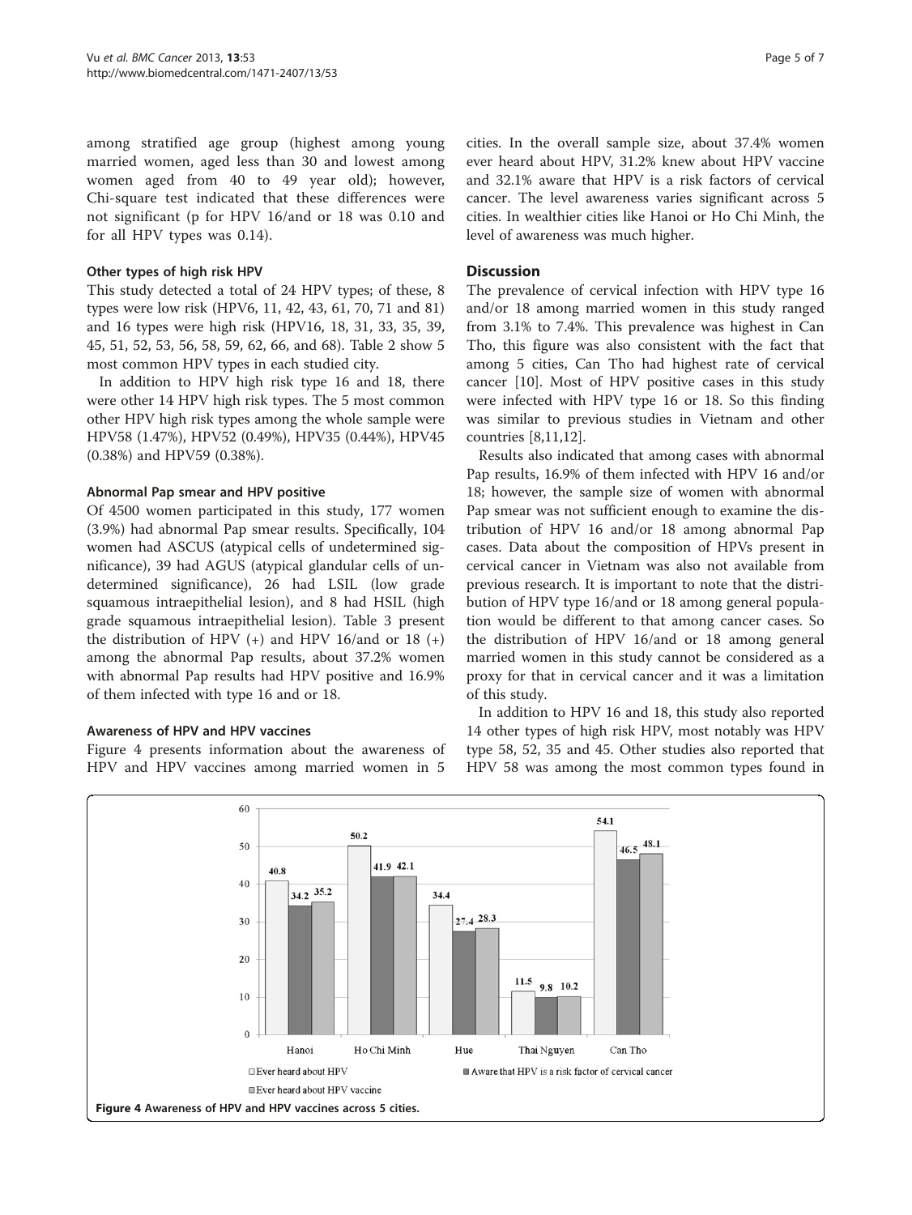among stratified age group (highest among young married women, aged less than 30 and lowest among women aged from 40 to 49 year old); however, Chi-square test indicated that these differences were not significant (p for HPV 16/and or 18 was 0.10 and for all HPV types was 0.14).

### Other types of high risk HPV

This study detected a total of 24 HPV types; of these, 8 types were low risk (HPV6, 11, 42, 43, 61, 70, 71 and 81) and 16 types were high risk (HPV16, 18, 31, 33, 35, 39, 45, 51, 52, 53, 56, 58, 59, 62, 66, and 68). Table 2 show 5 most common HPV types in each studied city.

In addition to HPV high risk type 16 and 18, there were other 14 HPV high risk types. The 5 most common other HPV high risk types among the whole sample were HPV58 (1.47%), HPV52 (0.49%), HPV35 (0.44%), HPV45 (0.38%) and HPV59 (0.38%).

### Abnormal Pap smear and HPV positive

Of 4500 women participated in this study, 177 women (3.9%) had abnormal Pap smear results. Specifically, 104 women had ASCUS (atypical cells of undetermined significance), 39 had AGUS (atypical glandular cells of undetermined significance), 26 had LSIL (low grade squamous intraepithelial lesion), and 8 had HSIL (high grade squamous intraepithelial lesion). Table 3 present the distribution of HPV (+) and HPV 16/and or 18 (+) among the abnormal Pap results, about 37.2% women with abnormal Pap results had HPV positive and 16.9% of them infected with type 16 and or 18.

### Awareness of HPV and HPV vaccines

Figure 4 presents information about the awareness of HPV and HPV vaccines among married women in 5 cities. In the overall sample size, about 37.4% women ever heard about HPV, 31.2% knew about HPV vaccine and 32.1% aware that HPV is a risk factors of cervical cancer. The level awareness varies significant across 5 cities. In wealthier cities like Hanoi or Ho Chi Minh, the level of awareness was much higher.

## Discussion

The prevalence of cervical infection with HPV type 16 and/or 18 among married women in this study ranged from 3.1% to 7.4%. This prevalence was highest in Can Tho, this figure was also consistent with the fact that among 5 cities, Can Tho had highest rate of cervical cancer [10]. Most of HPV positive cases in this study were infected with HPV type 16 or 18. So this finding was similar to previous studies in Vietnam and other countries [8,11,12].

Results also indicated that among cases with abnormal Pap results, 16.9% of them infected with HPV 16 and/or 18; however, the sample size of women with abnormal Pap smear was not sufficient enough to examine the distribution of HPV 16 and/or 18 among abnormal Pap cases. Data about the composition of HPVs present in cervical cancer in Vietnam was also not available from previous research. It is important to note that the distribution of HPV type 16/and or 18 among general population would be different to that among cancer cases. So the distribution of HPV 16/and or 18 among general married women in this study cannot be considered as a proxy for that in cervical cancer and it was a limitation of this study.

In addition to HPV 16 and 18, this study also reported 14 other types of high risk HPV, most notably was HPV type 58, 52, 35 and 45. Other studies also reported that HPV 58 was among the most common types found in

| City | Ever heard about HPV | Aware that HPV is a risk factor of cervical cancer | Ever heard about HPV vaccine |
|---|---|---|---|
| Hanoi | 40.8 | 34.2 | 35.2 |
| Ho Chi Minh | 50.2 | 41.9 | 42.1 |
| Hue | 34.4 | 27.4 | 28.3 |
| Thai Nguyen | 11.5 | 9.8 | 10.2 |
| Can Tho | 54.1 | 46.5 | 48.1 |

**Figure 4** Awareness of HPV and HPV vaccines across 5 cities.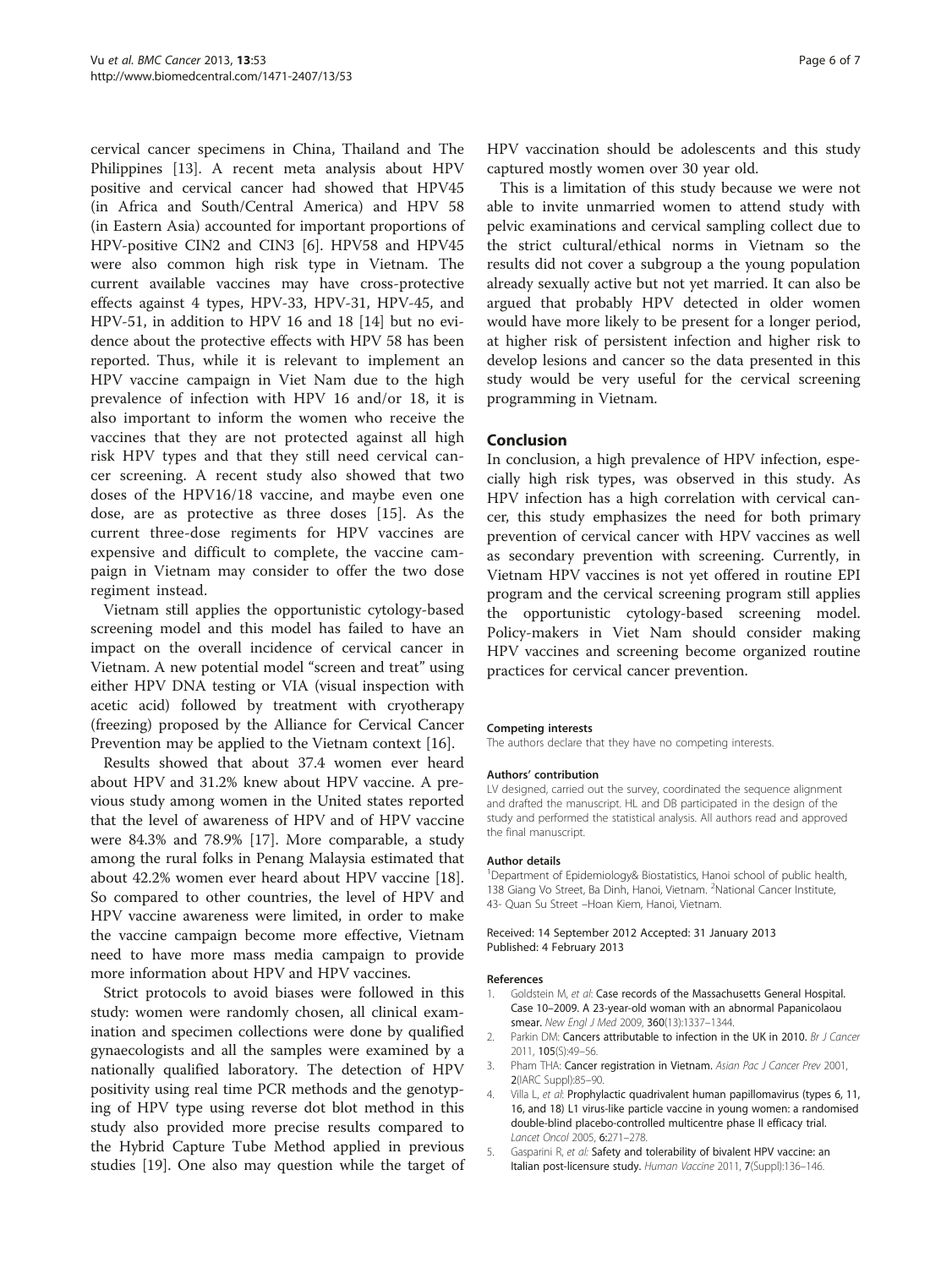cervical cancer specimens in China, Thailand and The Philippines [13]. A recent meta analysis about HPV positive and cervical cancer had showed that HPV45 (in Africa and South/Central America) and HPV 58 (in Eastern Asia) accounted for important proportions of HPV-positive CIN2 and CIN3 [6]. HPV58 and HPV45 were also common high risk type in Vietnam. The current available vaccines may have cross-protective effects against 4 types, HPV-33, HPV-31, HPV-45, and HPV-51, in addition to HPV 16 and 18 [14] but no evidence about the protective effects with HPV 58 has been reported. Thus, while it is relevant to implement an HPV vaccine campaign in Viet Nam due to the high prevalence of infection with HPV 16 and/or 18, it is also important to inform the women who receive the vaccines that they are not protected against all high risk HPV types and that they still need cervical cancer screening. A recent study also showed that two doses of the HPV16/18 vaccine, and maybe even one dose, are as protective as three doses [15]. As the current three-dose regiments for HPV vaccines are expensive and difficult to complete, the vaccine campaign in Vietnam may consider to offer the two dose regiment instead.

Vietnam still applies the opportunistic cytology-based screening model and this model has failed to have an impact on the overall incidence of cervical cancer in Vietnam. A new potential model "screen and treat" using either HPV DNA testing or VIA (visual inspection with acetic acid) followed by treatment with cryotherapy (freezing) proposed by the Alliance for Cervical Cancer Prevention may be applied to the Vietnam context [16].

Results showed that about 37.4 women ever heard about HPV and 31.2% knew about HPV vaccine. A previous study among women in the United states reported that the level of awareness of HPV and of HPV vaccine were 84.3% and 78.9% [17]. More comparable, a study among the rural folks in Penang Malaysia estimated that about 42.2% women ever heard about HPV vaccine [18]. So compared to other countries, the level of HPV and HPV vaccine awareness were limited, in order to make the vaccine campaign become more effective, Vietnam need to have more mass media campaign to provide more information about HPV and HPV vaccines.

Strict protocols to avoid biases were followed in this study: women were randomly chosen, all clinical examination and specimen collections were done by qualified gynaecologists and all the samples were examined by a nationally qualified laboratory. The detection of HPV positivity using real time PCR methods and the genotyping of HPV type using reverse dot blot method in this study also provided more precise results compared to the Hybrid Capture Tube Method applied in previous studies [19]. One also may question while the target of HPV vaccination should be adolescents and this study captured mostly women over 30 year old.

This is a limitation of this study because we were not able to invite unmarried women to attend study with pelvic examinations and cervical sampling collect due to the strict cultural/ethical norms in Vietnam so the results did not cover a subgroup a the young population already sexually active but not yet married. It can also be argued that probably HPV detected in older women would have more likely to be present for a longer period, at higher risk of persistent infection and higher risk to develop lesions and cancer so the data presented in this study would be very useful for the cervical screening programming in Vietnam.

## Conclusion

In conclusion, a high prevalence of HPV infection, especially high risk types, was observed in this study. As HPV infection has a high correlation with cervical cancer, this study emphasizes the need for both primary prevention of cervical cancer with HPV vaccines as well as secondary prevention with screening. Currently, in Vietnam HPV vaccines is not yet offered in routine EPI program and the cervical screening program still applies the opportunistic cytology-based screening model. Policy-makers in Viet Nam should consider making HPV vaccines and screening become organized routine practices for cervical cancer prevention.

#### Competing interests

The authors declare that they have no competing interests.

#### Authors' contribution

LV designed, carried out the survey, coordinated the sequence alignment and drafted the manuscript. HL and DB participated in the design of the study and performed the statistical analysis. All authors read and approved the final manuscript.

#### Author details

[1]Department of Epidemiology& Biostatistics, Hanoi school of public health, 138 Giang Vo Street, Ba Dinh, Hanoi, Vietnam. [2]National Cancer Institute, 43- Quan Su Street –Hoan Kiem, Hanoi, Vietnam.

Received: 14 September 2012 Accepted: 31 January 2013
Published: 4 February 2013

#### References

1. Goldstein M, *et al*: **Case records of the Massachusetts General Hospital. Case 10–2009. A 23-year-old woman with an abnormal Papanicolaou smear.** *New Engl J Med* 2009, **360**(13):1337–1344.
2. Parkin DM: **Cancers attributable to infection in the UK in 2010.** *Br J Cancer* 2011, **105**(S):49–56.
3. Pham THA: **Cancer registration in Vietnam.** *Asian Pac J Cancer Prev* 2001, **2**(IARC Suppl):85–90.
4. Villa L, *et al*: **Prophylactic quadrivalent human papillomavirus (types 6, 11, 16, and 18) L1 virus-like particle vaccine in young women: a randomised double-blind placebo-controlled multicentre phase II efficacy trial.** *Lancet Oncol* 2005, **6**:271–278.
5. Gasparini R, *et al*: **Safety and tolerability of bivalent HPV vaccine: an Italian post-licensure study.** *Human Vaccine* 2011, **7**(Suppl):136–146.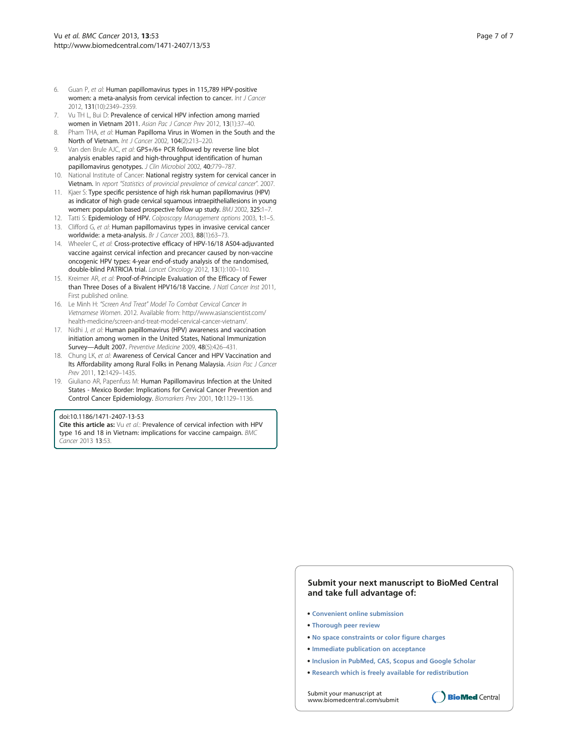6. Guan P, *et al:* **Human papillomavirus types in 115,789 HPV-positive women: a meta-analysis from cervical infection to cancer.** *Int J Cancer* 2012, **131**(10):2349–2359.
7. Vu TH L, Bui D: **Prevalence of cervical HPV infection among married women in Vietnam 2011.** *Asian Pac J Cancer Prev* 2012, **13**(1):37–40.
8. Pham THA, *et al:* **Human Papilloma Virus in Women in the South and the North of Vietnam.** *Int J Cancer* 2002, **104**(2):213–220.
9. Van den Brule AJC, *et al*: **GP5+/6+ PCR followed by reverse line blot analysis enables rapid and high-throughput identification of human papillomavirus genotypes.** *J Clin Microbiol* 2002, **40**:779–787.
10. National Institute of Cancer: **National registry system for cervical cancer in Vietnam.** In *report "Statistics of provincial prevalence of cervical cancer"*. 2007.
11. Kjaer S: **Type specific persistence of high risk human papillomavirus (HPV) as indicator of high grade cervical squamous intraepitheliallesions in young women: population based prospective follow up study.** *BMJ* 2002, **325**:1–7.
12. Tatti S: **Epidemiology of HPV.** *Colposcopy Management options* 2003, **1**:1–5.
13. Clifford G, *et al*: **Human papillomavirus types in invasive cervical cancer worldwide: a meta-analysis.** *Br J Cancer* 2003, **88**(1):63–73.
14. Wheeler C, *et al*: **Cross-protective efficacy of HPV-16/18 AS04-adjuvanted vaccine against cervical infection and precancer caused by non-vaccine oncogenic HPV types: 4-year end-of-study analysis of the randomised, double-blind PATRICIA trial.** *Lancet Oncology* 2012, **13**(1):100–110.
15. Kreimer AR, *et al:* **Proof-of-Principle Evaluation of the Efficacy of Fewer than Three Doses of a Bivalent HPV16/18 Vaccine.** *J Natl Cancer Inst* 2011, First published online.
16. Le Minh H: *"Screen And Treat" Model To Combat Cervical Cancer In Vietnamese Women*. 2012. Available from: http://www.asianscientist.com/health-medicine/screen-and-treat-model-cervical-cancer-vietnam/.
17. Nidhi J, *et al:* **Human papillomavirus (HPV) awareness and vaccination initiation among women in the United States, National Immunization Survey—Adult 2007.** *Preventive Medicine* 2009, **48**(5):426–431.
18. Chung LK, *et al:* **Awareness of Cervical Cancer and HPV Vaccination and Its Affordability among Rural Folks in Penang Malaysia.** *Asian Pac J Cancer Prev* 2011, **12**:1429–1435.
19. Giuliano AR, Papenfuss M: **Human Papillomavirus Infection at the United States - Mexico Border: Implications for Cervical Cancer Prevention and Control Cancer Epidemiology.** *Biomarkers Prev* 2001, **10**:1129–1136.

doi:10.1186/1471-2407-13-53
**Cite this article as:** Vu *et al.*: Prevalence of cervical infection with HPV type 16 and 18 in Vietnam: implications for vaccine campaign. *BMC Cancer* 2013 **13**:53.

**Submit your next manuscript to BioMed Central and take full advantage of:**

- **Convenient online submission**
- **Thorough peer review**
- **No space constraints or color figure charges**
- **Immediate publication on acceptance**
- **Inclusion in PubMed, CAS, Scopus and Google Scholar**
- **Research which is freely available for redistribution**

Submit your manuscript at
www.biomedcentral.com/submit

BioMed Central